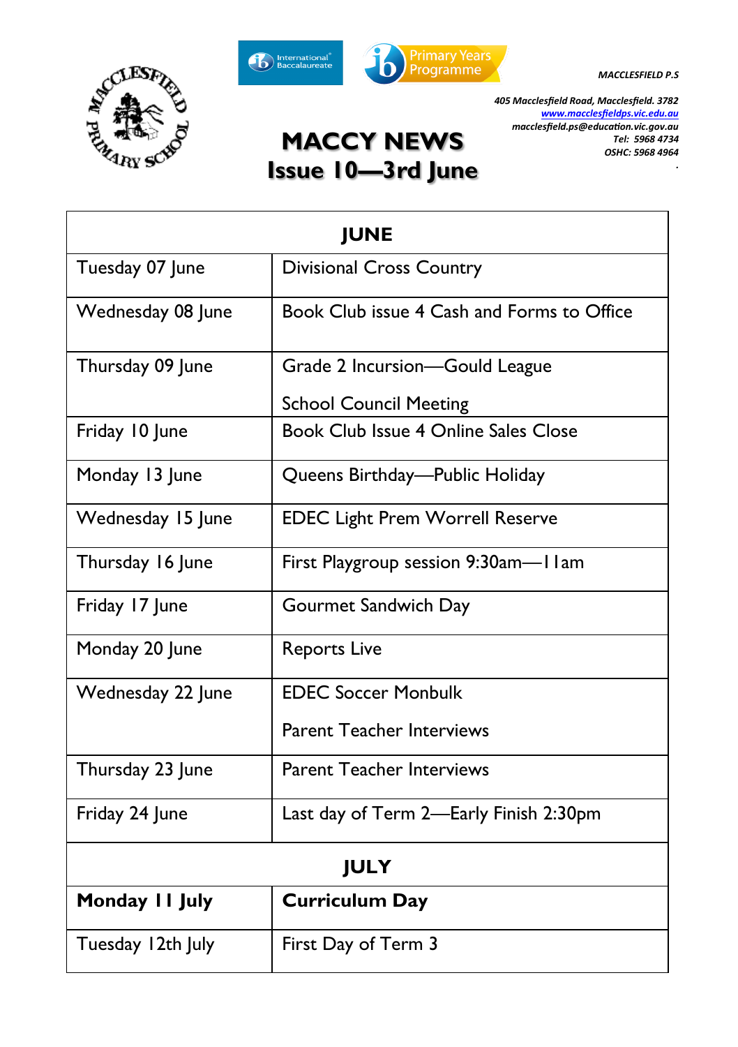MACCLESFIELD P.S

405 Macclesfield Road, Macclesfield. 3782
www.macclesfieldps.vic.edu.au
macclesfield.ps@education.vic.gov.au
Tel: 5968 4734
OSHC: 5968 4964

# MACCY NEWS
## Issue 10—3rd June

| JUNE | |
|---|---|
| Tuesday 07 June | Divisional Cross Country |
| Wednesday 08 June | Book Club issue 4 Cash and Forms to Office |
| Thursday 09 June | Grade 2 Incursion—Gould League<br>School Council Meeting |
| Friday 10 June | Book Club Issue 4 Online Sales Close |
| Monday 13 June | Queens Birthday—Public Holiday |
| Wednesday 15 June | EDEC Light Prem Worrell Reserve |
| Thursday 16 June | First Playgroup session 9:30am—11am |
| Friday 17 June | Gourmet Sandwich Day |
| Monday 20 June | Reports Live |
| Wednesday 22 June | EDEC Soccer Monbulk<br>Parent Teacher Interviews |
| Thursday 23 June | Parent Teacher Interviews |
| Friday 24 June | Last day of Term 2—Early Finish 2:30pm |
| **JULY** | |
| **Monday 11 July** | **Curriculum Day** |
| Tuesday 12th July | First Day of Term 3 |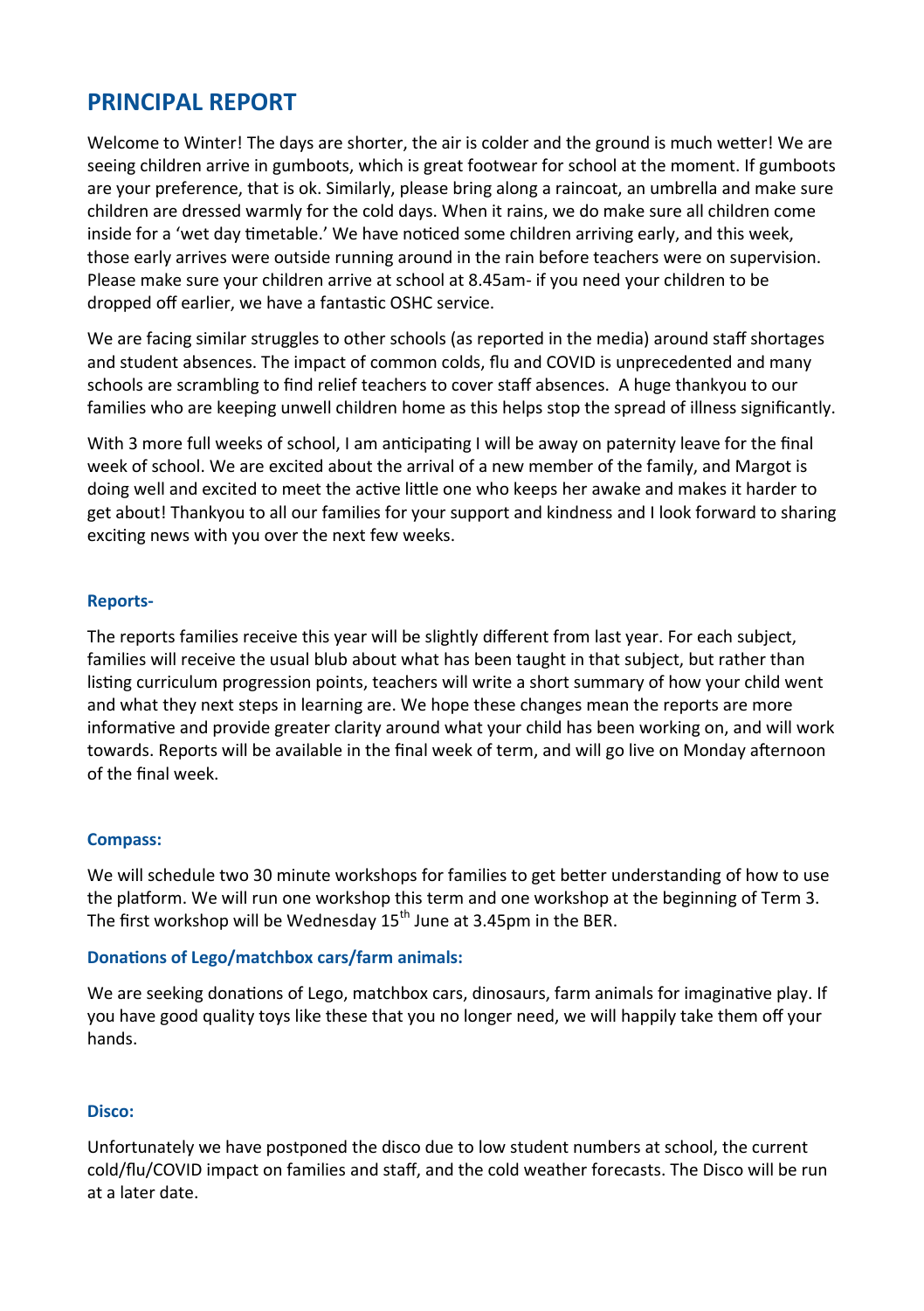## PRINCIPAL REPORT

Welcome to Winter! The days are shorter, the air is colder and the ground is much wetter! We are seeing children arrive in gumboots, which is great footwear for school at the moment. If gumboots are your preference, that is ok. Similarly, please bring along a raincoat, an umbrella and make sure children are dressed warmly for the cold days. When it rains, we do make sure all children come inside for a 'wet day timetable.' We have noticed some children arriving early, and this week, those early arrives were outside running around in the rain before teachers were on supervision. Please make sure your children arrive at school at 8.45am- if you need your children to be dropped off earlier, we have a fantastic OSHC service.

We are facing similar struggles to other schools (as reported in the media) around staff shortages and student absences. The impact of common colds, flu and COVID is unprecedented and many schools are scrambling to find relief teachers to cover staff absences. A huge thankyou to our families who are keeping unwell children home as this helps stop the spread of illness significantly.

With 3 more full weeks of school, I am anticipating I will be away on paternity leave for the final week of school. We are excited about the arrival of a new member of the family, and Margot is doing well and excited to meet the active little one who keeps her awake and makes it harder to get about! Thankyou to all our families for your support and kindness and I look forward to sharing exciting news with you over the next few weeks.

### Reports-

The reports families receive this year will be slightly different from last year. For each subject, families will receive the usual blub about what has been taught in that subject, but rather than listing curriculum progression points, teachers will write a short summary of how your child went and what they next steps in learning are. We hope these changes mean the reports are more informative and provide greater clarity around what your child has been working on, and will work towards. Reports will be available in the final week of term, and will go live on Monday afternoon of the final week.

### Compass:

We will schedule two 30 minute workshops for families to get better understanding of how to use the platform. We will run one workshop this term and one workshop at the beginning of Term 3. The first workshop will be Wednesday 15th June at 3.45pm in the BER.

### Donations of Lego/matchbox cars/farm animals:

We are seeking donations of Lego, matchbox cars, dinosaurs, farm animals for imaginative play. If you have good quality toys like these that you no longer need, we will happily take them off your hands.

### Disco:

Unfortunately we have postponed the disco due to low student numbers at school, the current cold/flu/COVID impact on families and staff, and the cold weather forecasts. The Disco will be run at a later date.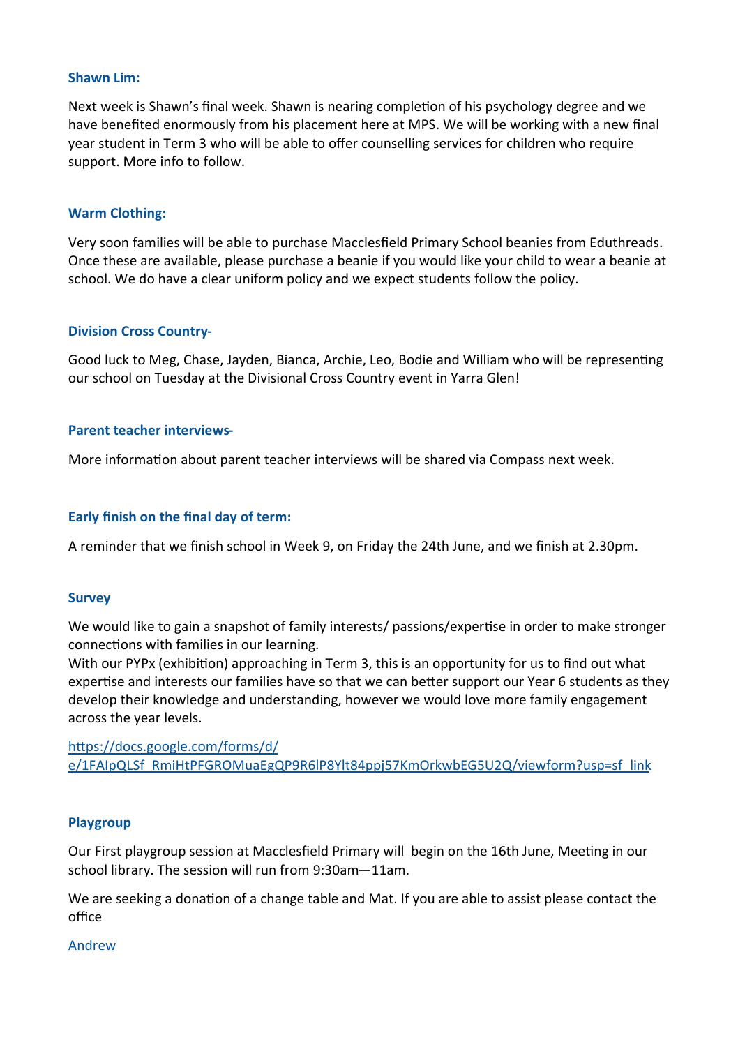### Shawn Lim:

Next week is Shawn's final week. Shawn is nearing completion of his psychology degree and we have benefited enormously from his placement here at MPS. We will be working with a new final year student in Term 3 who will be able to offer counselling services for children who require support. More info to follow.

### Warm Clothing:

Very soon families will be able to purchase Macclesfield Primary School beanies from Eduthreads. Once these are available, please purchase a beanie if you would like your child to wear a beanie at school. We do have a clear uniform policy and we expect students follow the policy.

### Division Cross Country-

Good luck to Meg, Chase, Jayden, Bianca, Archie, Leo, Bodie and William who will be representing our school on Tuesday at the Divisional Cross Country event in Yarra Glen!

### Parent teacher interviews-

More information about parent teacher interviews will be shared via Compass next week.

### Early finish on the final day of term:

A reminder that we finish school in Week 9, on Friday the 24th June, and we finish at 2.30pm.

### Survey

We would like to gain a snapshot of family interests/ passions/expertise in order to make stronger connections with families in our learning.
With our PYPx (exhibition) approaching in Term 3, this is an opportunity for us to find out what expertise and interests our families have so that we can better support our Year 6 students as they develop their knowledge and understanding, however we would love more family engagement across the year levels.

https://docs.google.com/forms/d/e/1FAIpQLSf_RmiHtPFGROMuaEgQP9R6lP8Ylt84ppj57KmOrkwbEG5U2Q/viewform?usp=sf_link

### Playgroup

Our First playgroup session at Macclesfield Primary will begin on the 16th June, Meeting in our school library. The session will run from 9:30am—11am.

We are seeking a donation of a change table and Mat. If you are able to assist please contact the office

Andrew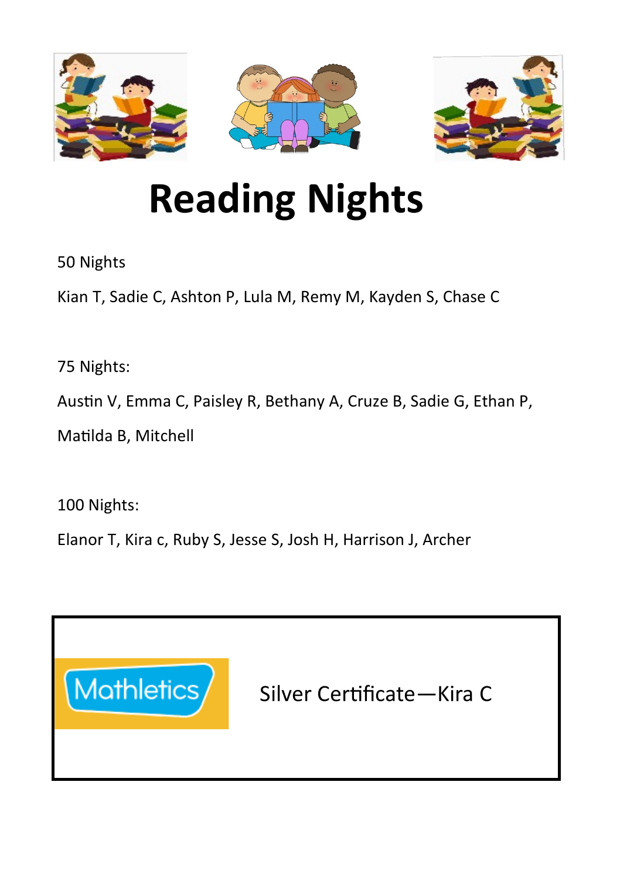# Reading Nights

50 Nights

Kian T, Sadie C, Ashton P, Lula M, Remy M, Kayden S, Chase C

75 Nights:

Austin V, Emma C, Paisley R, Bethany A, Cruze B, Sadie G, Ethan P, Matilda B, Mitchell

100 Nights:

Elanor T, Kira c, Ruby S, Jesse S, Josh H, Harrison J, Archer

Mathletics

Silver Certificate—Kira C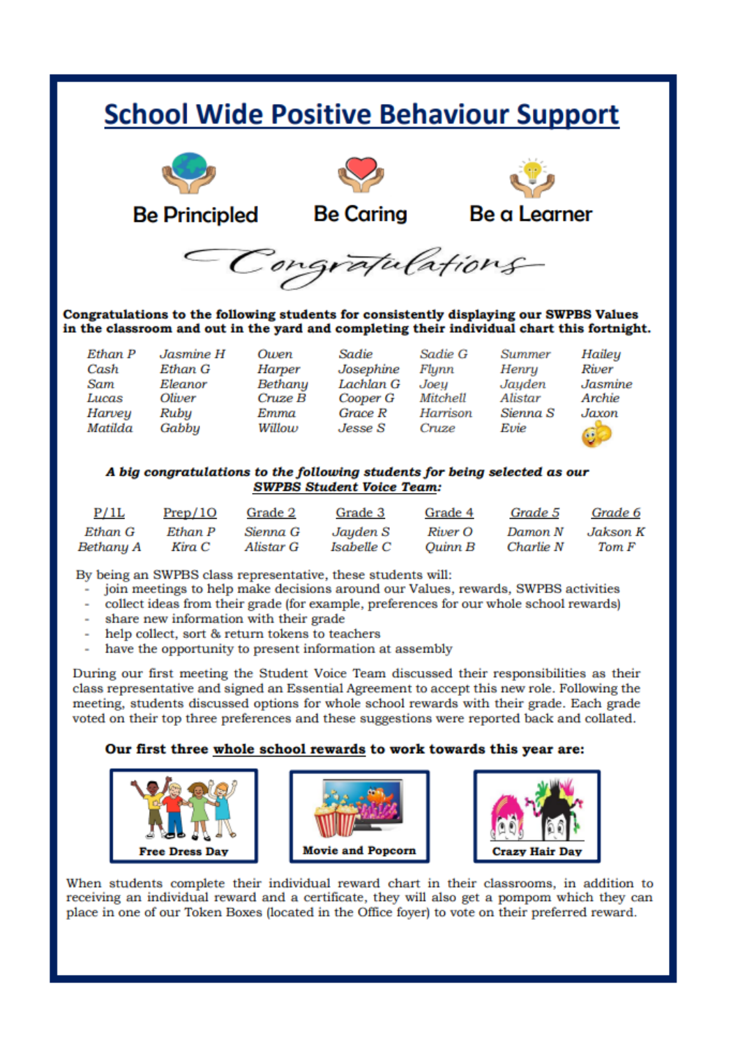# School Wide Positive Behaviour Support

**Be Principled** **Be Caring** **Be a Learner**

*Congratulations*

**Congratulations to the following students for consistently displaying our SWPBS Values in the classroom and out in the yard and completing their individual chart this fortnight.**

| | | | | | | |
|---|---|---|---|---|---|---|
| *Ethan P* | *Jasmine H* | *Owen* | *Sadie* | *Sadie G* | *Summer* | *Hailey* |
| *Cash* | *Ethan G* | *Harper* | *Josephine* | *Flynn* | *Henry* | *River* |
| *Sam* | *Eleanor* | *Bethany* | *Lachlan G* | *Joey* | *Jayden* | *Jasmine* |
| *Lucas* | *Oliver* | *Cruze B* | *Cooper G* | *Mitchell* | *Alistar* | *Archie* |
| *Harvey* | *Ruby* | *Emma* | *Grace R* | *Harrison* | *Sienna S* | *Jaxon* |
| *Matilda* | *Gabby* | *Willow* | *Jesse S* | *Cruze* | *Evie* | |

***A big congratulations to the following students for being selected as our SWPBS Student Voice Team:***

| P/1L | Prep/1O | Grade 2 | Grade 3 | Grade 4 | Grade 5 | Grade 6 |
|---|---|---|---|---|---|---|
| *Ethan G* | *Ethan P* | *Sienna G* | *Jayden S* | *River O* | *Damon N* | *Jakson K* |
| *Bethany A* | *Kira C* | *Alistar G* | *Isabelle C* | *Quinn B* | *Charlie N* | *Tom F* |

By being an SWPBS class representative, these students will:

- join meetings to help make decisions around our Values, rewards, SWPBS activities
- collect ideas from their grade (for example, preferences for our whole school rewards)
- share new information with their grade
- help collect, sort & return tokens to teachers
- have the opportunity to present information at assembly

During our first meeting the Student Voice Team discussed their responsibilities as their class representative and signed an Essential Agreement to accept this new role. Following the meeting, students discussed options for whole school rewards with their grade. Each grade voted on their top three preferences and these suggestions were reported back and collated.

**Our first three whole school rewards to work towards this year are:**

**Free Dress Day** **Movie and Popcorn** **Crazy Hair Day**

When students complete their individual reward chart in their classrooms, in addition to receiving an individual reward and a certificate, they will also get a pompom which they can place in one of our Token Boxes (located in the Office foyer) to vote on their preferred reward.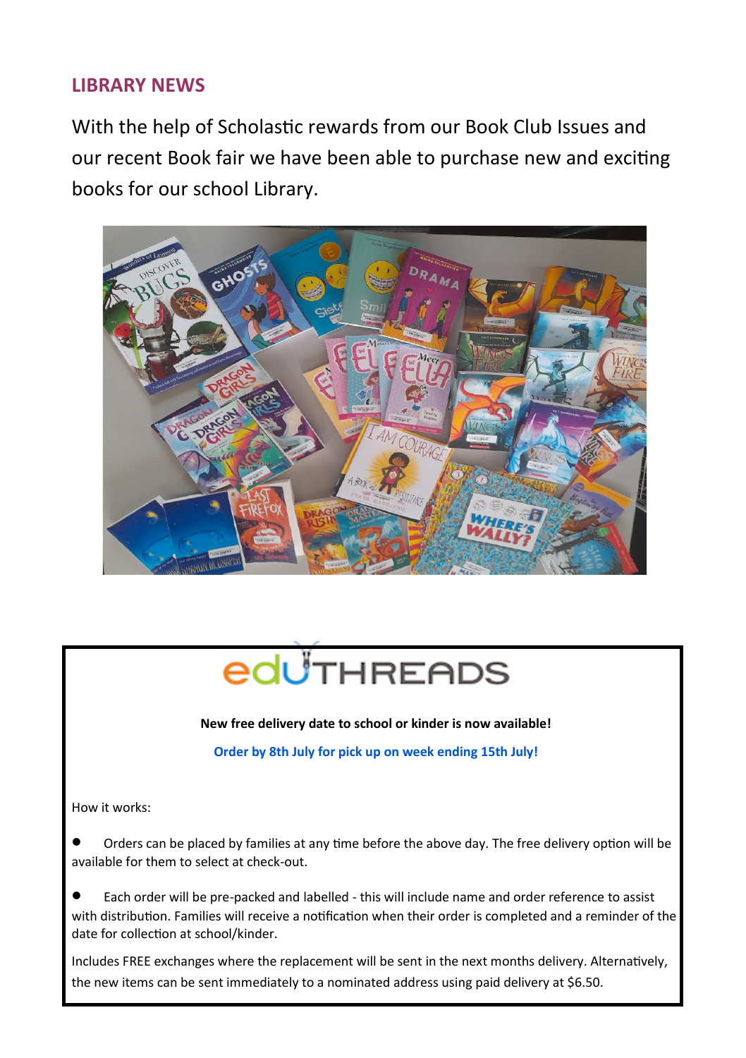## LIBRARY NEWS

With the help of Scholastic rewards from our Book Club Issues and our recent Book fair we have been able to purchase new and exciting books for our school Library.

# eduTHREADS

**New free delivery date to school or kinder is now available!**

**Order by 8th July for pick up on week ending 15th July!**

How it works:

- Orders can be placed by families at any time before the above day. The free delivery option will be available for them to select at check-out.
- Each order will be pre-packed and labelled - this will include name and order reference to assist with distribution. Families will receive a notification when their order is completed and a reminder of the date for collection at school/kinder.

Includes FREE exchanges where the replacement will be sent in the next months delivery. Alternatively, the new items can be sent immediately to a nominated address using paid delivery at $6.50.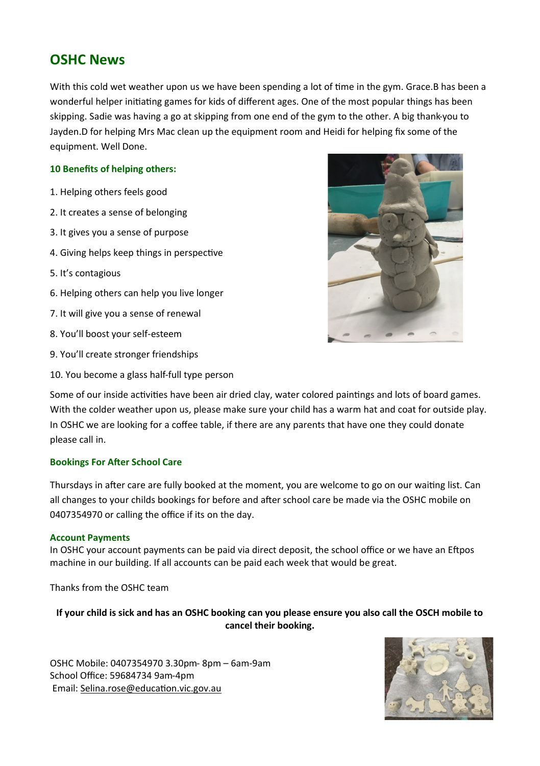## OSHC News

With this cold wet weather upon us we have been spending a lot of time in the gym. Grace.B has been a wonderful helper initiating games for kids of different ages. One of the most popular things has been skipping. Sadie was having a go at skipping from one end of the gym to the other. A big thank-you to Jayden.D for helping Mrs Mac clean up the equipment room and Heidi for helping fix some of the equipment. Well Done.

### 10 Benefits of helping others:

1. Helping others feels good
2. It creates a sense of belonging
3. It gives you a sense of purpose
4. Giving helps keep things in perspective
5. It's contagious
6. Helping others can help you live longer
7. It will give you a sense of renewal
8. You'll boost your self-esteem
9. You'll create stronger friendships
10. You become a glass half-full type person

Some of our inside activities have been air dried clay, water colored paintings and lots of board games. With the colder weather upon us, please make sure your child has a warm hat and coat for outside play. In OSHC we are looking for a coffee table, if there are any parents that have one they could donate please call in.

### Bookings For After School Care

Thursdays in after care are fully booked at the moment, you are welcome to go on our waiting list. Can all changes to your childs bookings for before and after school care be made via the OSHC mobile on 0407354970 or calling the office if its on the day.

### Account Payments

In OSHC your account payments can be paid via direct deposit, the school office or we have an Eftpos machine in our building. If all accounts can be paid each week that would be great.

Thanks from the OSHC team

**If your child is sick and has an OSHC booking can you please ensure you also call the OSCH mobile to cancel their booking.**

OSHC Mobile: 0407354970 3.30pm- 8pm – 6am-9am
School Office: 59684734 9am-4pm
Email: Selina.rose@education.vic.gov.au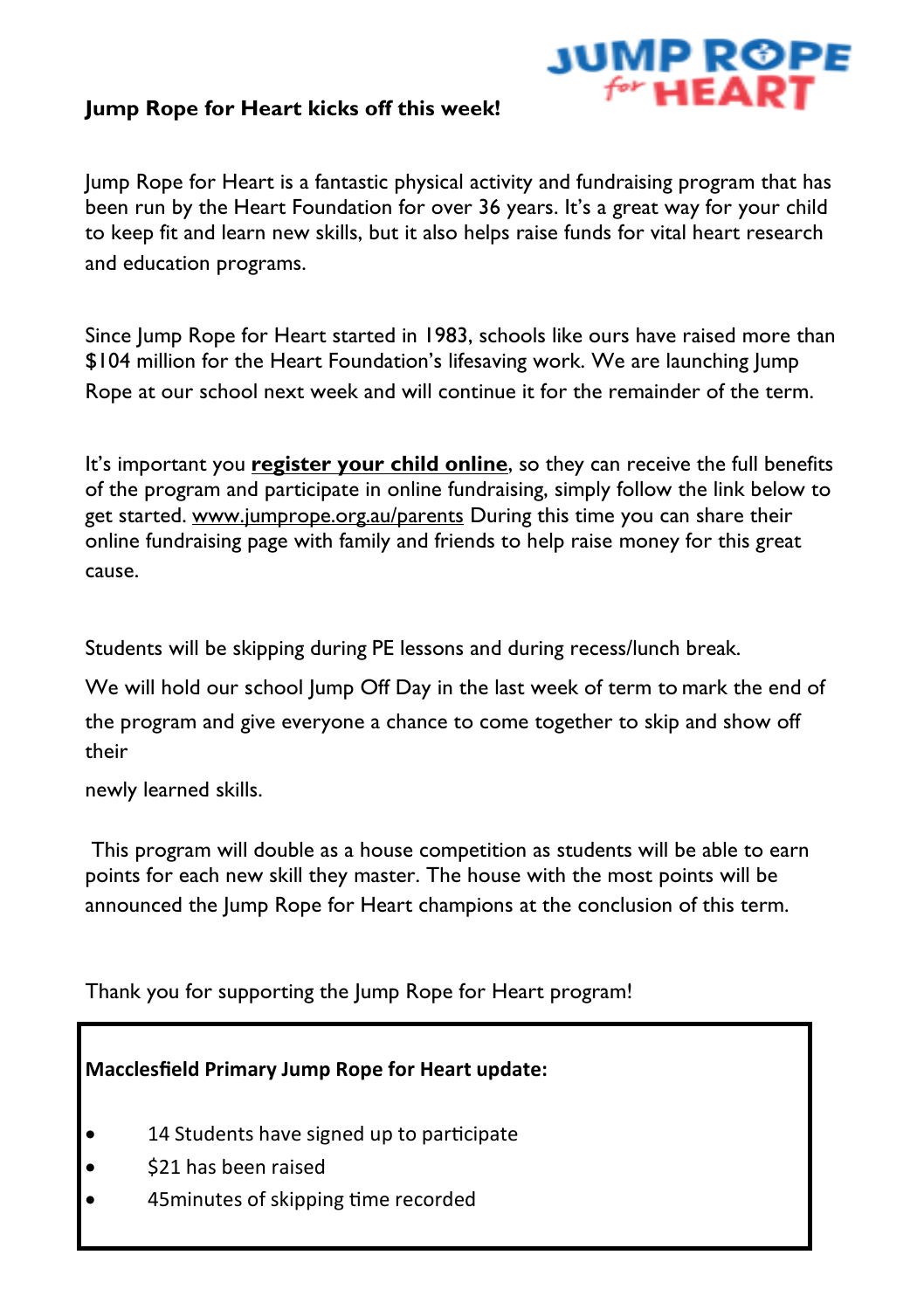**Jump Rope for Heart kicks off this week!**

Jump Rope for Heart is a fantastic physical activity and fundraising program that has been run by the Heart Foundation for over 36 years. It's a great way for your child to keep fit and learn new skills, but it also helps raise funds for vital heart research and education programs.

Since Jump Rope for Heart started in 1983, schools like ours have raised more than $104 million for the Heart Foundation's lifesaving work. We are launching Jump Rope at our school next week and will continue it for the remainder of the term.

It's important you **register your child online**, so they can receive the full benefits of the program and participate in online fundraising, simply follow the link below to get started. www.jumprope.org.au/parents During this time you can share their online fundraising page with family and friends to help raise money for this great cause.

Students will be skipping during PE lessons and during recess/lunch break.

We will hold our school Jump Off Day in the last week of term to mark the end of the program and give everyone a chance to come together to skip and show off their newly learned skills.

This program will double as a house competition as students will be able to earn points for each new skill they master. The house with the most points will be announced the Jump Rope for Heart champions at the conclusion of this term.

Thank you for supporting the Jump Rope for Heart program!

**Macclesfield Primary Jump Rope for Heart update:**

- 14 Students have signed up to participate
- $21 has been raised
- 45minutes of skipping time recorded